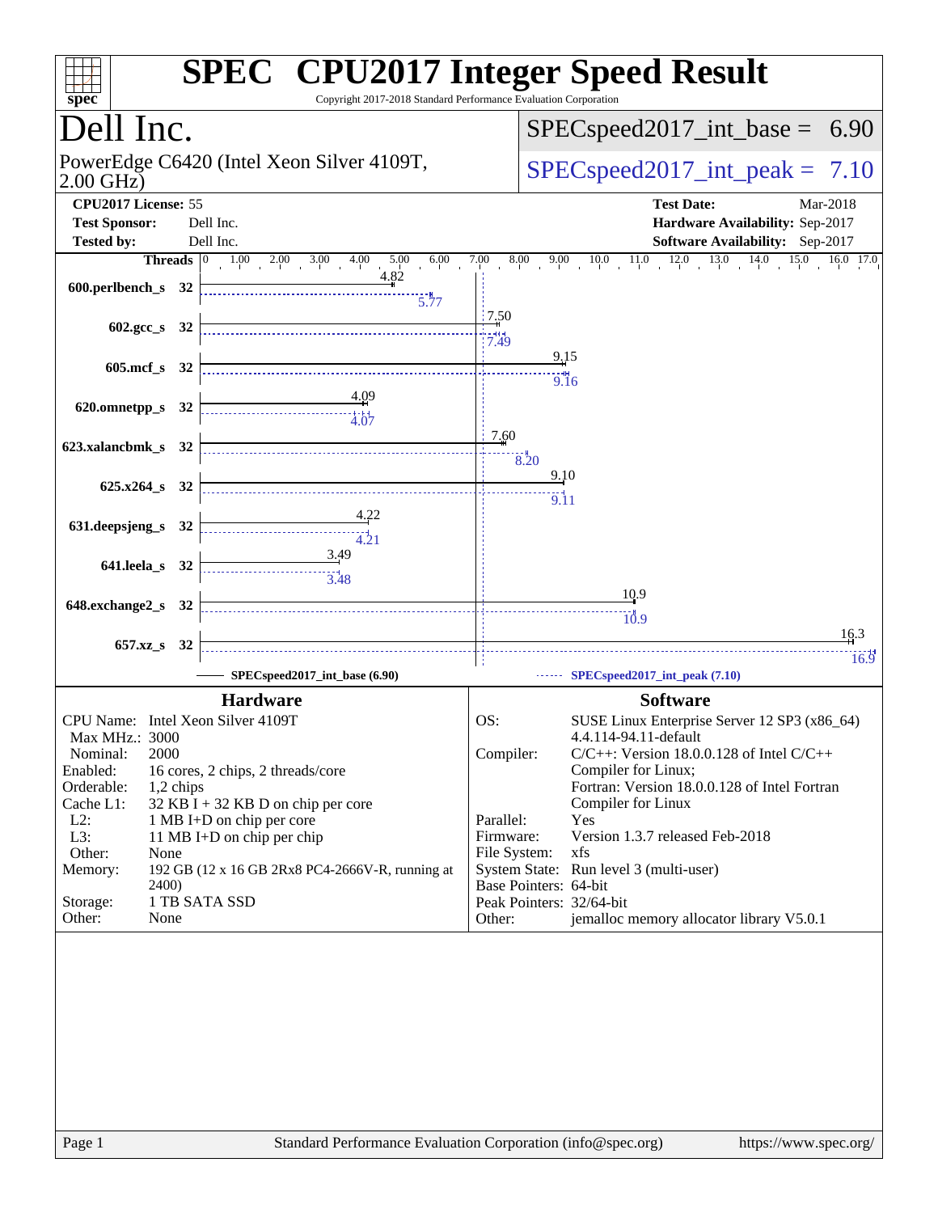# SPEC CPU2017 Integer Speed Result

Copyright 2017-2018 Standard Performance Evaluation Corporation

## Dell Inc.

PowerEdge C6420 (Intel Xeon Silver 4109T, 2.00 GHz)

SPECspeed2017_int_base = 6.90

SPECspeed2017_int_peak = 7.10

**CPU2017 License:** 55
**Test Sponsor:** Dell Inc.
**Tested by:** Dell Inc.

**Test Date:** Mar-2018
**Hardware Availability:** Sep-2017
**Software Availability:** Sep-2017

| Benchmark | Threads | Base | Peak |
|---|---|---|---|
| 600.perlbench_s | 32 | 4.82 | 5.77 |
| 602.gcc_s | 32 | 7.50 | 7.49 |
| 605.mcf_s | 32 | 9.15 | 9.16 |
| 620.omnetpp_s | 32 | 4.09 | 4.07 |
| 623.xalancbmk_s | 32 | 7.60 | 8.20 |
| 625.x264_s | 32 | 9.10 | 9.11 |
| 631.deepsjeng_s | 32 | 4.22 | 4.21 |
| 641.leela_s | 32 | 3.49 | 3.48 |
| 648.exchange2_s | 32 | 10.9 | 10.9 |
| 657.xz_s | 32 | 16.3 | 16.9 |

SPECspeed2017_int_base (6.90) — SPECspeed2017_int_peak (7.10)

### Hardware

| | |
|---|---|
| CPU Name: | Intel Xeon Silver 4109T |
| Max MHz.: | 3000 |
| Nominal: | 2000 |
| Enabled: | 16 cores, 2 chips, 2 threads/core |
| Orderable: | 1,2 chips |
| Cache L1: | 32 KB I + 32 KB D on chip per core |
| L2: | 1 MB I+D on chip per core |
| L3: | 11 MB I+D on chip per chip |
| Other: | None |
| Memory: | 192 GB (12 x 16 GB 2Rx8 PC4-2666V-R, running at 2400) |
| Storage: | 1 TB SATA SSD |
| Other: | None |

### Software

| | |
|---|---|
| OS: | SUSE Linux Enterprise Server 12 SP3 (x86_64) 4.4.114-94.11-default |
| Compiler: | C/C++: Version 18.0.0.128 of Intel C/C++ Compiler for Linux; Fortran: Version 18.0.0.128 of Intel Fortran Compiler for Linux |
| Parallel: | Yes |
| Firmware: | Version 1.3.7 released Feb-2018 |
| File System: | xfs |
| System State: | Run level 3 (multi-user) |
| Base Pointers: | 64-bit |
| Peak Pointers: | 32/64-bit |
| Other: | jemalloc memory allocator library V5.0.1 |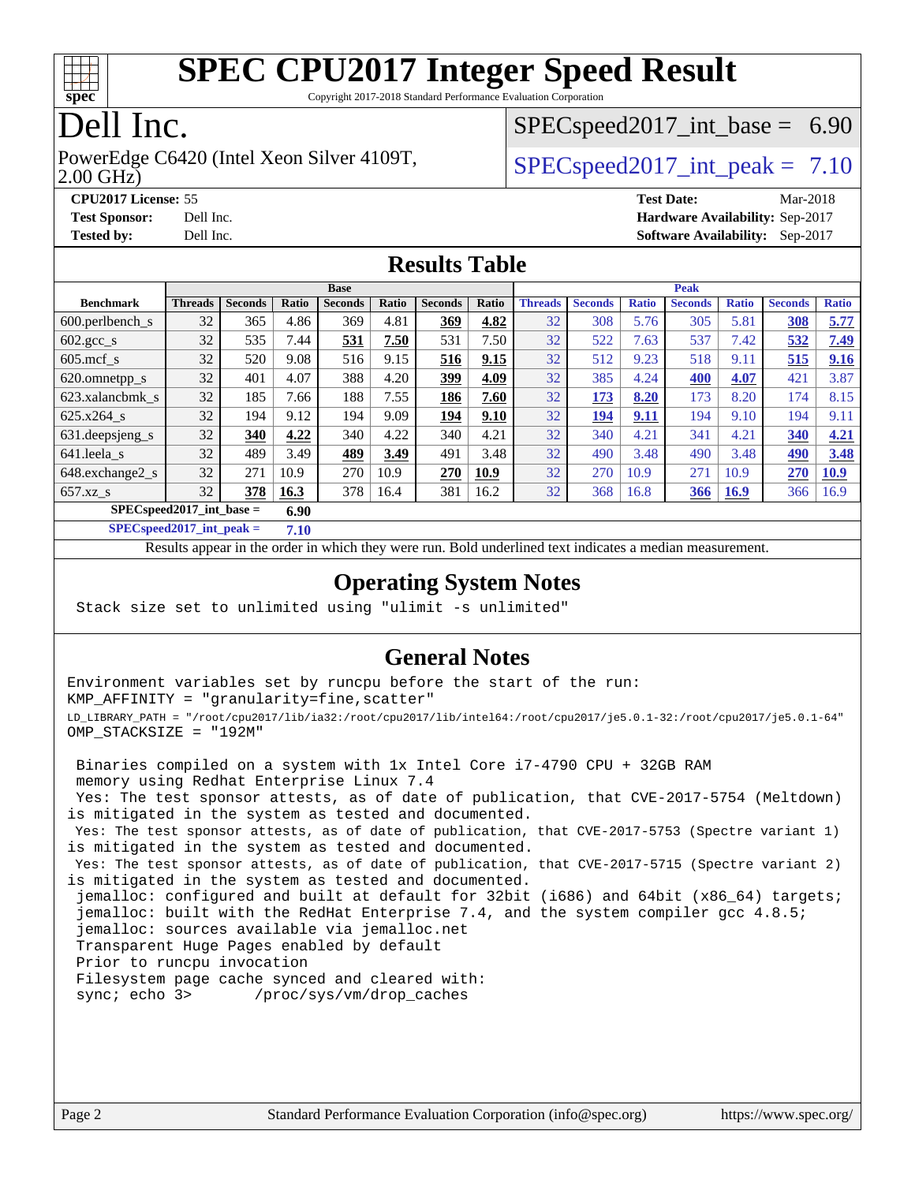# SPEC CPU2017 Integer Speed Result

Copyright 2017-2018 Standard Performance Evaluation Corporation

# Dell Inc.

PowerEdge C6420 (Intel Xeon Silver 4109T, 2.00 GHz)

SPECspeed2017_int_base = 6.90

SPECspeed2017_int_peak = 7.10

**CPU2017 License:** 55
**Test Sponsor:** Dell Inc.
**Tested by:** Dell Inc.

**Test Date:** Mar-2018
**Hardware Availability:** Sep-2017
**Software Availability:** Sep-2017

## Results Table

| | Base | | | | | | | Peak | | | | | | |
|---|---|---|---|---|---|---|---|---|---|---|---|---|---|---|
| **Benchmark** | **Threads** | **Seconds** | **Ratio** | **Seconds** | **Ratio** | **Seconds** | **Ratio** | **Threads** | **Seconds** | **Ratio** | **Seconds** | **Ratio** | **Seconds** | **Ratio** |
| 600.perlbench_s | 32 | 365 | 4.86 | 369 | 4.81 | **369** | **4.82** | 32 | 308 | 5.76 | 305 | 5.81 | **308** | **5.77** |
| 602.gcc_s | 32 | 535 | 7.44 | **531** | **7.50** | 531 | 7.50 | 32 | 522 | 7.63 | 537 | 7.42 | **532** | **7.49** |
| 605.mcf_s | 32 | 520 | 9.08 | 516 | 9.15 | **516** | **9.15** | 32 | 512 | 9.23 | 518 | 9.11 | **515** | **9.16** |
| 620.omnetpp_s | 32 | 401 | 4.07 | 388 | 4.20 | **399** | **4.09** | 32 | 385 | 4.24 | **400** | **4.07** | 421 | 3.87 |
| 623.xalancbmk_s | 32 | 185 | 7.66 | 188 | 7.55 | **186** | **7.60** | 32 | **173** | **8.20** | 173 | 8.20 | 174 | 8.15 |
| 625.x264_s | 32 | 194 | 9.12 | 194 | 9.09 | **194** | **9.10** | 32 | **194** | **9.11** | 194 | 9.10 | 194 | 9.11 |
| 631.deepsjeng_s | 32 | **340** | **4.22** | 340 | 4.22 | 340 | 4.21 | 32 | 340 | 4.21 | 341 | 4.21 | **340** | **4.21** |
| 641.leela_s | 32 | 489 | 3.49 | **489** | **3.49** | 491 | 3.48 | 32 | 490 | 3.48 | 490 | 3.48 | **490** | **3.48** |
| 648.exchange2_s | 32 | 271 | 10.9 | 270 | 10.9 | **270** | **10.9** | 32 | 270 | 10.9 | 271 | 10.9 | **270** | **10.9** |
| 657.xz_s | 32 | **378** | **16.3** | 378 | 16.4 | 381 | 16.2 | 32 | 368 | 16.8 | **366** | **16.9** | 366 | 16.9 |

**SPECspeed2017_int_base = 6.90**

**SPECspeed2017_int_peak = 7.10**

Results appear in the order in which they were run. Bold underlined text indicates a median measurement.

## Operating System Notes

```
Stack size set to unlimited using "ulimit -s unlimited"
```

## General Notes

```
Environment variables set by runcpu before the start of the run:
KMP_AFFINITY = "granularity=fine,scatter"
LD_LIBRARY_PATH = "/root/cpu2017/lib/ia32:/root/cpu2017/lib/intel64:/root/cpu2017/je5.0.1-32:/root/cpu2017/je5.0.1-64"
OMP_STACKSIZE = "192M"

 Binaries compiled on a system with 1x Intel Core i7-4790 CPU + 32GB RAM
 memory using Redhat Enterprise Linux 7.4
 Yes: The test sponsor attests, as of date of publication, that CVE-2017-5754 (Meltdown)
is mitigated in the system as tested and documented.
 Yes: The test sponsor attests, as of date of publication, that CVE-2017-5753 (Spectre variant 1)
is mitigated in the system as tested and documented.
 Yes: The test sponsor attests, as of date of publication, that CVE-2017-5715 (Spectre variant 2)
is mitigated in the system as tested and documented.
 jemalloc: configured and built at default for 32bit (i686) and 64bit (x86_64) targets;
 jemalloc: built with the RedHat Enterprise 7.4, and the system compiler gcc 4.8.5;
 jemalloc: sources available via jemalloc.net
 Transparent Huge Pages enabled by default
 Prior to runcpu invocation
 Filesystem page cache synced and cleared with:
 sync; echo 3>       /proc/sys/vm/drop_caches
```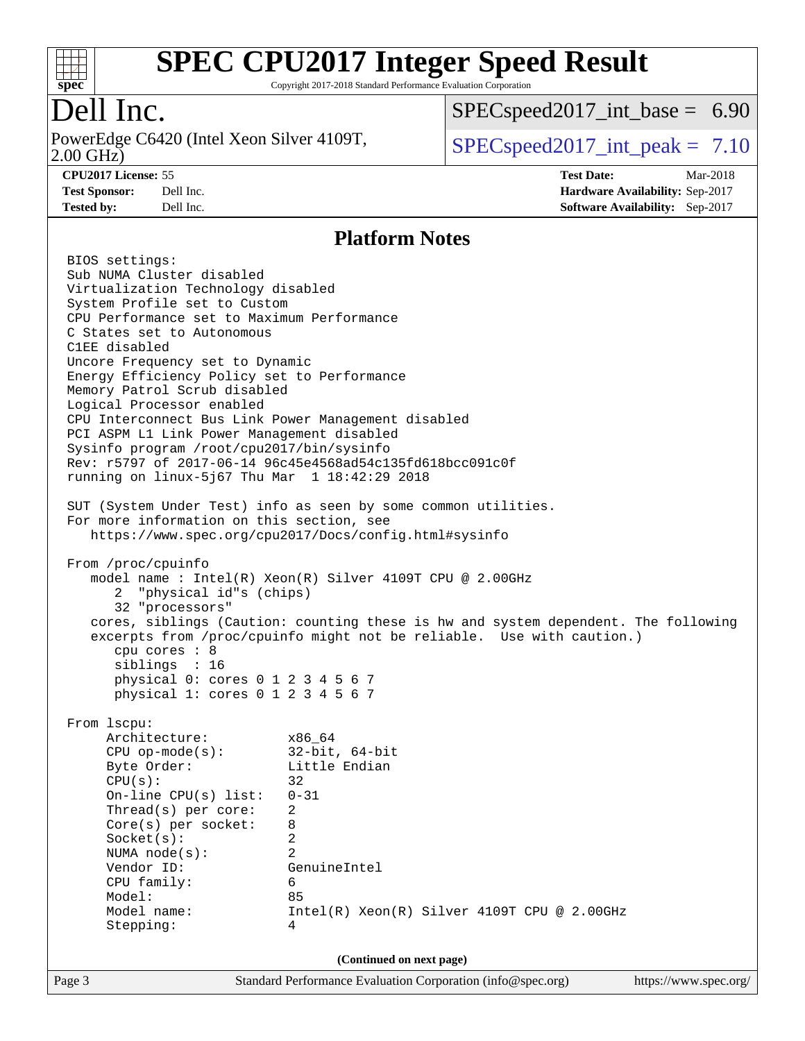# SPEC CPU2017 Integer Speed Result

Copyright 2017-2018 Standard Performance Evaluation Corporation

## Dell Inc.

PowerEdge C6420 (Intel Xeon Silver 4109T, 2.00 GHz)

SPECspeed2017_int_base = 6.90

SPECspeed2017_int_peak = 7.10

**CPU2017 License:** 55
**Test Sponsor:** Dell Inc.
**Tested by:** Dell Inc.

**Test Date:** Mar-2018
**Hardware Availability:** Sep-2017
**Software Availability:** Sep-2017

## Platform Notes

```
BIOS settings:
Sub NUMA Cluster disabled
Virtualization Technology disabled
System Profile set to Custom
CPU Performance set to Maximum Performance
C States set to Autonomous
C1EE disabled
Uncore Frequency set to Dynamic
Energy Efficiency Policy set to Performance
Memory Patrol Scrub disabled
Logical Processor enabled
CPU Interconnect Bus Link Power Management disabled
PCI ASPM L1 Link Power Management disabled
Sysinfo program /root/cpu2017/bin/sysinfo
Rev: r5797 of 2017-06-14 96c45e4568ad54c135fd618bcc091c0f
running on linux-5j67 Thu Mar  1 18:42:29 2018

SUT (System Under Test) info as seen by some common utilities.
For more information on this section, see
   https://www.spec.org/cpu2017/Docs/config.html#sysinfo

From /proc/cpuinfo
   model name : Intel(R) Xeon(R) Silver 4109T CPU @ 2.00GHz
      2  "physical id"s (chips)
      32 "processors"
   cores, siblings (Caution: counting these is hw and system dependent. The following
   excerpts from /proc/cpuinfo might not be reliable.  Use with caution.)
      cpu cores : 8
      siblings  : 16
      physical 0: cores 0 1 2 3 4 5 6 7
      physical 1: cores 0 1 2 3 4 5 6 7

From lscpu:
     Architecture:          x86_64
     CPU op-mode(s):        32-bit, 64-bit
     Byte Order:            Little Endian
     CPU(s):                32
     On-line CPU(s) list:   0-31
     Thread(s) per core:    2
     Core(s) per socket:    8
     Socket(s):             2
     NUMA node(s):          2
     Vendor ID:             GenuineIntel
     CPU family:            6
     Model:                 85
     Model name:            Intel(R) Xeon(R) Silver 4109T CPU @ 2.00GHz
     Stepping:              4
```

(Continued on next page)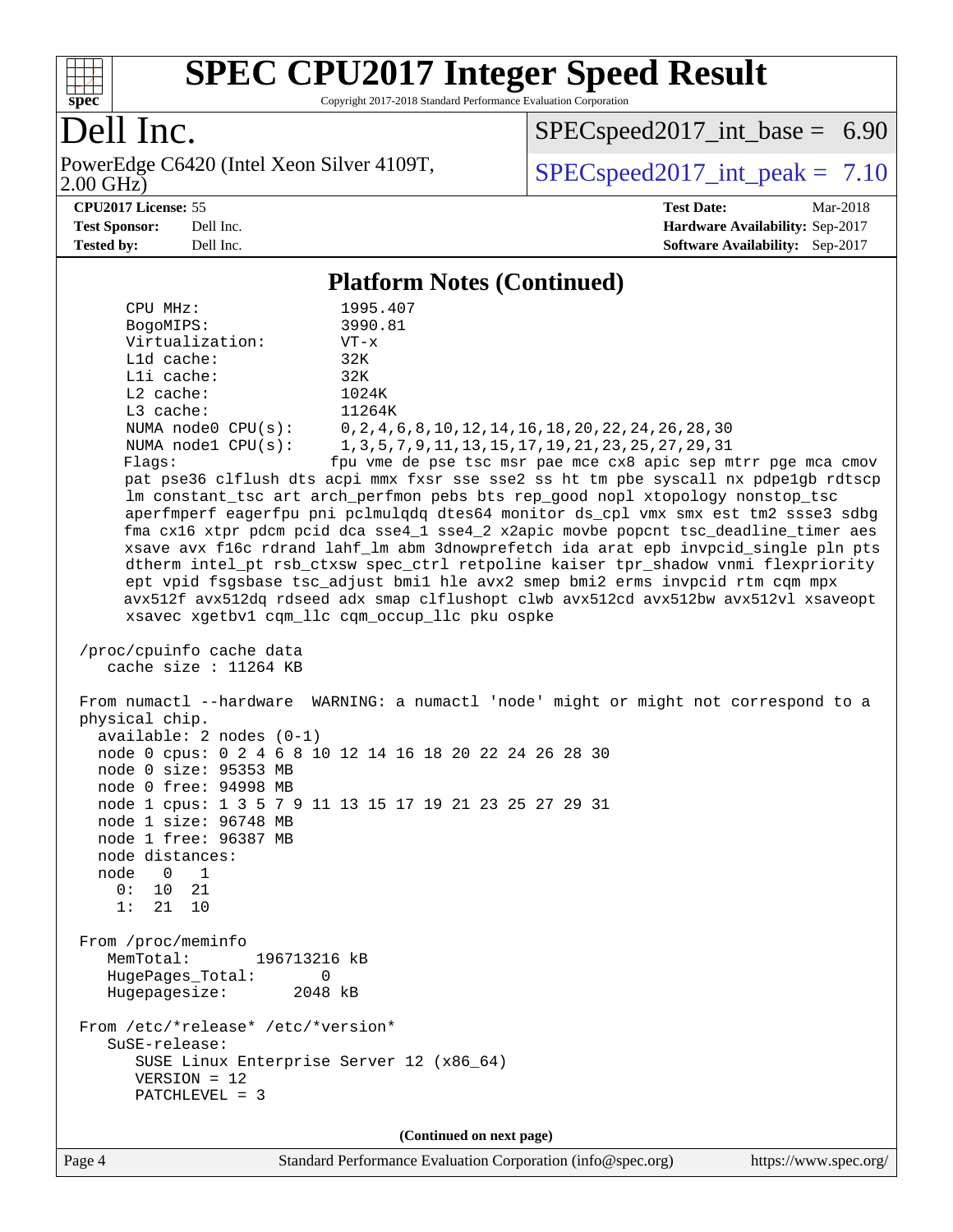# SPEC CPU2017 Integer Speed Result

Copyright 2017-2018 Standard Performance Evaluation Corporation

**Dell Inc.**

PowerEdge C6420 (Intel Xeon Silver 4109T, 2.00 GHz)

SPECspeed2017_int_base = 6.90

SPECspeed2017_int_peak = 7.10

| | | | |
|---|---|---|---|
| **CPU2017 License:** | 55 | **Test Date:** | Mar-2018 |
| **Test Sponsor:** | Dell Inc. | **Hardware Availability:** | Sep-2017 |
| **Tested by:** | Dell Inc. | **Software Availability:** | Sep-2017 |

## Platform Notes (Continued)

```
     CPU MHz:               1995.407
     BogoMIPS:              3990.81
     Virtualization:        VT-x
     L1d cache:             32K
     L1i cache:             32K
     L2 cache:              1024K
     L3 cache:              11264K
     NUMA node0 CPU(s):     0,2,4,6,8,10,12,14,16,18,20,22,24,26,28,30
     NUMA node1 CPU(s):     1,3,5,7,9,11,13,15,17,19,21,23,25,27,29,31
     Flags:                fpu vme de pse tsc msr pae mce cx8 apic sep mtrr pge mca cmov
     pat pse36 clflush dts acpi mmx fxsr sse sse2 ss ht tm pbe syscall nx pdpe1gb rdtscp
     lm constant_tsc art arch_perfmon pebs bts rep_good nopl xtopology nonstop_tsc
     aperfmperf eagerfpu pni pclmulqdq dtes64 monitor ds_cpl vmx smx est tm2 ssse3 sdbg
     fma cx16 xtpr pdcm pcid dca sse4_1 sse4_2 x2apic movbe popcnt tsc_deadline_timer aes
     xsave avx f16c rdrand lahf_lm abm 3dnowprefetch ida arat epb invpcid_single pln pts
     dtherm intel_pt rsb_ctxsw spec_ctrl retpoline kaiser tpr_shadow vnmi flexpriority
     ept vpid fsgsbase tsc_adjust bmi1 hle avx2 smep bmi2 erms invpcid rtm cqm mpx
     avx512f avx512dq rdseed adx smap clflushopt clwb avx512cd avx512bw avx512vl xsaveopt
     xsavec xgetbv1 cqm_llc cqm_occup_llc pku ospke

 /proc/cpuinfo cache data
    cache size : 11264 KB

 From numactl --hardware  WARNING: a numactl 'node' might or might not correspond to a
 physical chip.
   available: 2 nodes (0-1)
   node 0 cpus: 0 2 4 6 8 10 12 14 16 18 20 22 24 26 28 30
   node 0 size: 95353 MB
   node 0 free: 94998 MB
   node 1 cpus: 1 3 5 7 9 11 13 15 17 19 21 23 25 27 29 31
   node 1 size: 96748 MB
   node 1 free: 96387 MB
   node distances:
   node   0   1
     0:  10  21
     1:  21  10

 From /proc/meminfo
    MemTotal:       196713216 kB
    HugePages_Total:       0
    Hugepagesize:       2048 kB

 From /etc/*release* /etc/*version*
    SuSE-release:
       SUSE Linux Enterprise Server 12 (x86_64)
       VERSION = 12
       PATCHLEVEL = 3
```

(Continued on next page)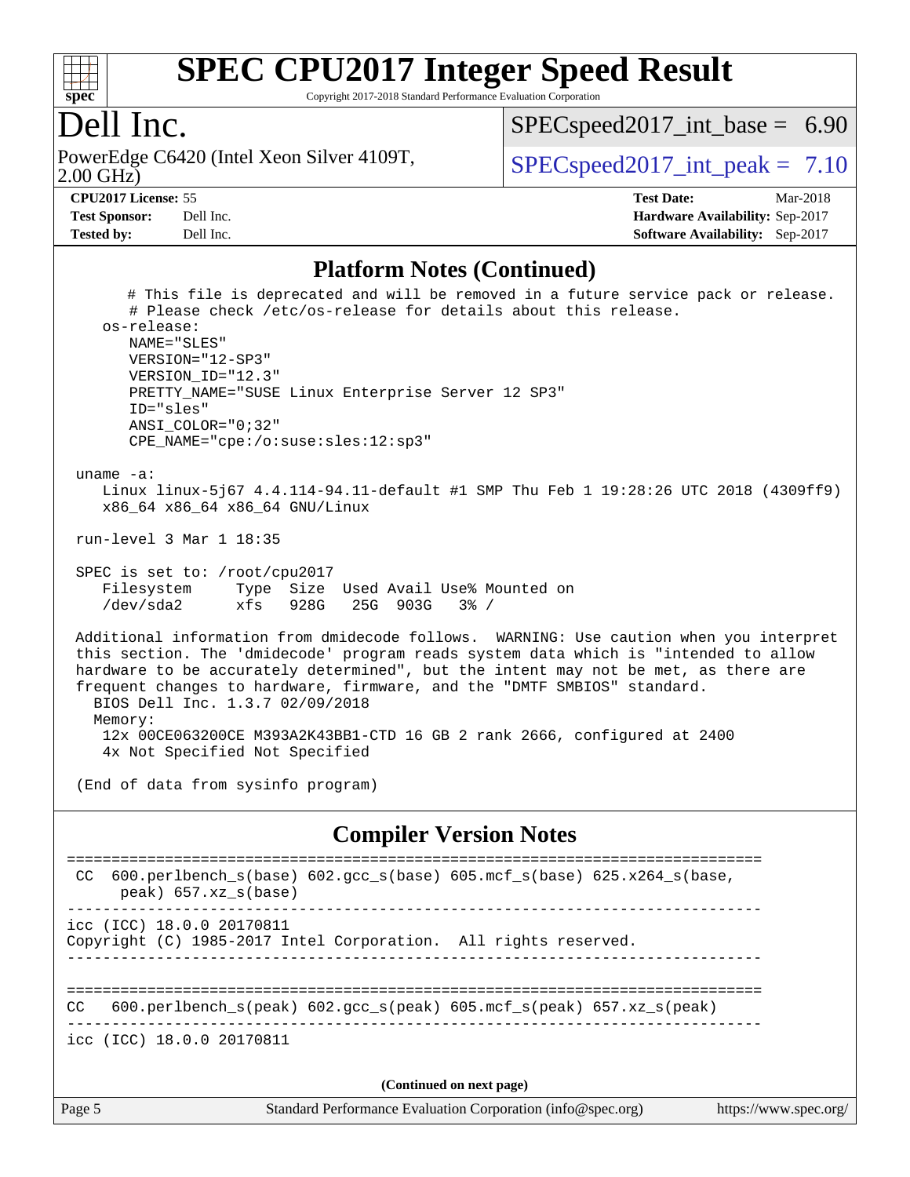## Platform Notes (Continued)

```
       # This file is deprecated and will be removed in a future service pack or release.
       # Please check /etc/os-release for details about this release.
    os-release:
       NAME="SLES"
       VERSION="12-SP3"
       VERSION_ID="12.3"
       PRETTY_NAME="SUSE Linux Enterprise Server 12 SP3"
       ID="sles"
       ANSI_COLOR="0;32"
       CPE_NAME="cpe:/o:suse:sles:12:sp3"

 uname -a:
    Linux linux-5j67 4.4.114-94.11-default #1 SMP Thu Feb 1 19:28:26 UTC 2018 (4309ff9)
    x86_64 x86_64 x86_64 GNU/Linux

 run-level 3 Mar 1 18:35

 SPEC is set to: /root/cpu2017
    Filesystem     Type  Size  Used Avail Use% Mounted on
    /dev/sda2      xfs   928G   25G  903G   3% /

 Additional information from dmidecode follows.  WARNING: Use caution when you interpret
 this section. The 'dmidecode' program reads system data which is "intended to allow
 hardware to be accurately determined", but the intent may not be met, as there are
 frequent changes to hardware, firmware, and the "DMTF SMBIOS" standard.
   BIOS Dell Inc. 1.3.7 02/09/2018
   Memory:
    12x 00CE063200CE M393A2K43BB1-CTD 16 GB 2 rank 2666, configured at 2400
    4x Not Specified Not Specified

 (End of data from sysinfo program)
```

## Compiler Version Notes

```
==============================================================================
 CC  600.perlbench_s(base) 602.gcc_s(base) 605.mcf_s(base) 625.x264_s(base,
      peak) 657.xz_s(base)
------------------------------------------------------------------------------
icc (ICC) 18.0.0 20170811
Copyright (C) 1985-2017 Intel Corporation.  All rights reserved.
------------------------------------------------------------------------------

==============================================================================
CC   600.perlbench_s(peak) 602.gcc_s(peak) 605.mcf_s(peak) 657.xz_s(peak)
------------------------------------------------------------------------------
icc (ICC) 18.0.0 20170811
```

(Continued on next page)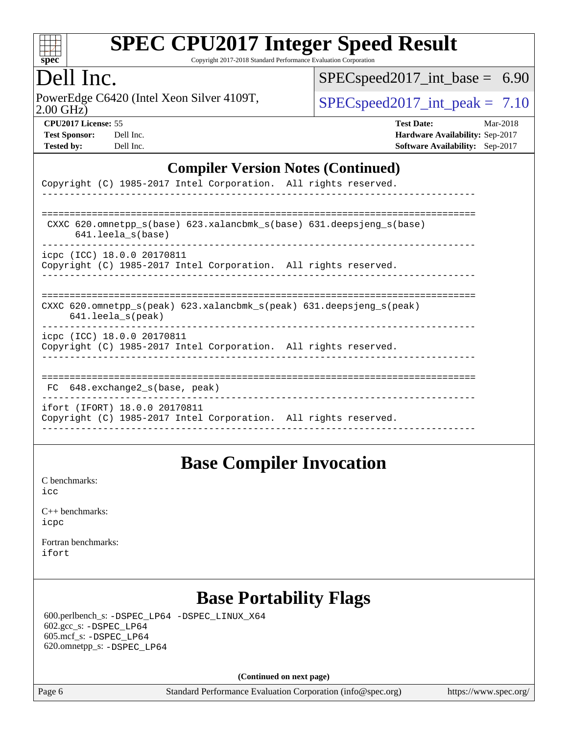# Dell Inc.

PowerEdge C6420 (Intel Xeon Silver 4109T, 2.00 GHz)

SPECspeed2017_int_base = 6.90

SPECspeed2017_int_peak = 7.10

**CPU2017 License:** 55
**Test Sponsor:** Dell Inc.
**Tested by:** Dell Inc.

**Test Date:** Mar-2018
**Hardware Availability:** Sep-2017
**Software Availability:** Sep-2017

## Compiler Version Notes (Continued)

```
Copyright (C) 1985-2017 Intel Corporation.  All rights reserved.
------------------------------------------------------------------------------

==============================================================================
 CXXC 620.omnetpp_s(base) 623.xalancbmk_s(base) 631.deepsjeng_s(base)
      641.leela_s(base)
------------------------------------------------------------------------------
icpc (ICC) 18.0.0 20170811
Copyright (C) 1985-2017 Intel Corporation.  All rights reserved.
------------------------------------------------------------------------------

==============================================================================
CXXC 620.omnetpp_s(peak) 623.xalancbmk_s(peak) 631.deepsjeng_s(peak)
     641.leela_s(peak)
------------------------------------------------------------------------------
icpc (ICC) 18.0.0 20170811
Copyright (C) 1985-2017 Intel Corporation.  All rights reserved.
------------------------------------------------------------------------------

==============================================================================
 FC  648.exchange2_s(base, peak)
------------------------------------------------------------------------------
ifort (IFORT) 18.0.0 20170811
Copyright (C) 1985-2017 Intel Corporation.  All rights reserved.
------------------------------------------------------------------------------
```

## Base Compiler Invocation

C benchmarks:
`icc`

C++ benchmarks:
`icpc`

Fortran benchmarks:
`ifort`

## Base Portability Flags

600.perlbench_s: `-DSPEC_LP64 -DSPEC_LINUX_X64`
602.gcc_s: `-DSPEC_LP64`
605.mcf_s: `-DSPEC_LP64`
620.omnetpp_s: `-DSPEC_LP64`

**(Continued on next page)**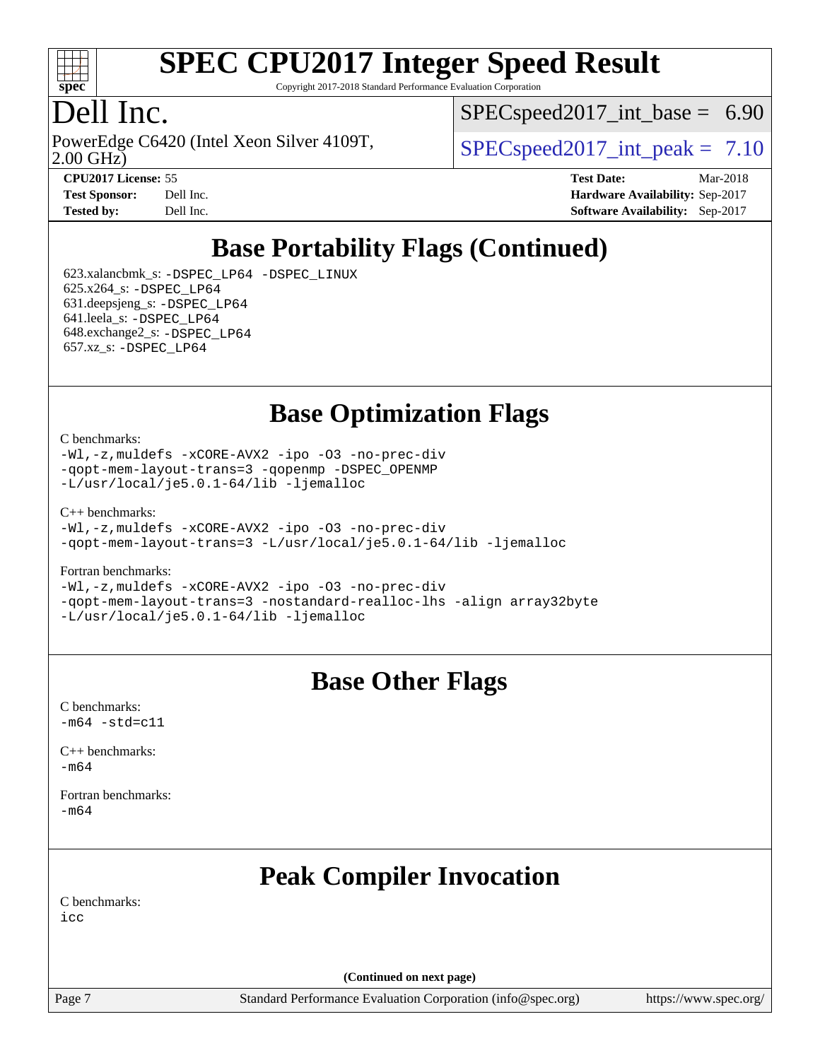# SPEC CPU2017 Integer Speed Result

Copyright 2017-2018 Standard Performance Evaluation Corporation

## Dell Inc.

PowerEdge C6420 (Intel Xeon Silver 4109T, 2.00 GHz)

SPECspeed2017_int_base = 6.90

SPECspeed2017_int_peak = 7.10

**CPU2017 License:** 55
**Test Sponsor:** Dell Inc.
**Tested by:** Dell Inc.

**Test Date:** Mar-2018
**Hardware Availability:** Sep-2017
**Software Availability:** Sep-2017

## Base Portability Flags (Continued)

623.xalancbmk_s: -DSPEC_LP64 -DSPEC_LINUX
625.x264_s: -DSPEC_LP64
631.deepsjeng_s: -DSPEC_LP64
641.leela_s: -DSPEC_LP64
648.exchange2_s: -DSPEC_LP64
657.xz_s: -DSPEC_LP64

## Base Optimization Flags

C benchmarks:
-Wl,-z,muldefs -xCORE-AVX2 -ipo -O3 -no-prec-div
-qopt-mem-layout-trans=3 -qopenmp -DSPEC_OPENMP
-L/usr/local/je5.0.1-64/lib -ljemalloc

C++ benchmarks:
-Wl,-z,muldefs -xCORE-AVX2 -ipo -O3 -no-prec-div
-qopt-mem-layout-trans=3 -L/usr/local/je5.0.1-64/lib -ljemalloc

Fortran benchmarks:
-Wl,-z,muldefs -xCORE-AVX2 -ipo -O3 -no-prec-div
-qopt-mem-layout-trans=3 -nostandard-realloc-lhs -align array32byte
-L/usr/local/je5.0.1-64/lib -ljemalloc

## Base Other Flags

C benchmarks:
-m64 -std=c11

C++ benchmarks:
-m64

Fortran benchmarks:
-m64

## Peak Compiler Invocation

C benchmarks:
icc

(Continued on next page)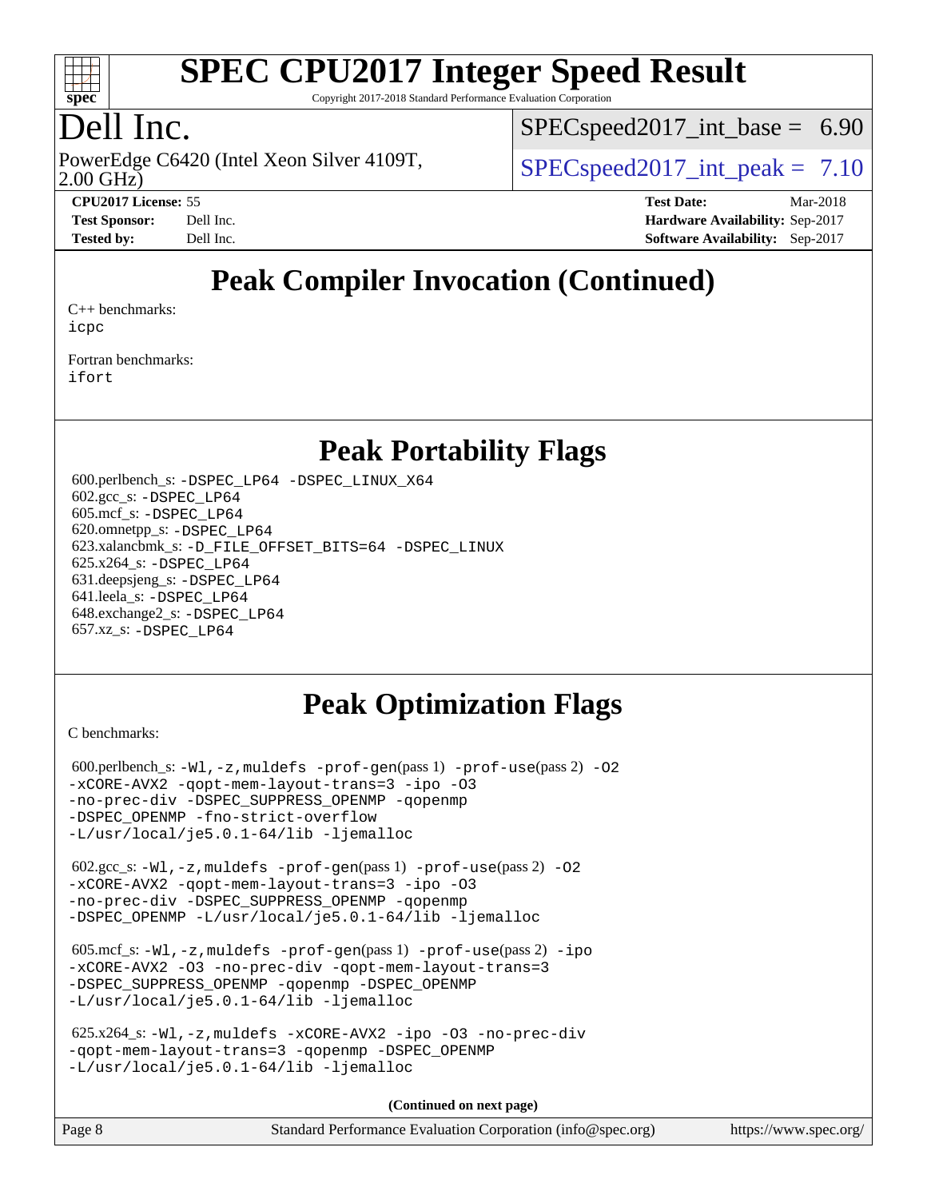# SPEC CPU2017 Integer Speed Result

Copyright 2017-2018 Standard Performance Evaluation Corporation

# Dell Inc.

PowerEdge C6420 (Intel Xeon Silver 4109T, 2.00 GHz)

SPECspeed2017_int_base = 6.90

SPECspeed2017_int_peak = 7.10

**CPU2017 License:** 55
**Test Sponsor:** Dell Inc.
**Tested by:** Dell Inc.

**Test Date:** Mar-2018
**Hardware Availability:** Sep-2017
**Software Availability:** Sep-2017

## Peak Compiler Invocation (Continued)

C++ benchmarks:
icpc

Fortran benchmarks:
ifort

## Peak Portability Flags

600.perlbench_s: -DSPEC_LP64 -DSPEC_LINUX_X64
602.gcc_s: -DSPEC_LP64
605.mcf_s: -DSPEC_LP64
620.omnetpp_s: -DSPEC_LP64
623.xalancbmk_s: -D_FILE_OFFSET_BITS=64 -DSPEC_LINUX
625.x264_s: -DSPEC_LP64
631.deepsjeng_s: -DSPEC_LP64
641.leela_s: -DSPEC_LP64
648.exchange2_s: -DSPEC_LP64
657.xz_s: -DSPEC_LP64

## Peak Optimization Flags

C benchmarks:

600.perlbench_s: -Wl,-z,muldefs -prof-gen(pass 1) -prof-use(pass 2) -O2 -xCORE-AVX2 -qopt-mem-layout-trans=3 -ipo -O3 -no-prec-div -DSPEC_SUPPRESS_OPENMP -qopenmp -DSPEC_OPENMP -fno-strict-overflow -L/usr/local/je5.0.1-64/lib -ljemalloc

602.gcc_s: -Wl,-z,muldefs -prof-gen(pass 1) -prof-use(pass 2) -O2 -xCORE-AVX2 -qopt-mem-layout-trans=3 -ipo -O3 -no-prec-div -DSPEC_SUPPRESS_OPENMP -qopenmp -DSPEC_OPENMP -L/usr/local/je5.0.1-64/lib -ljemalloc

605.mcf_s: -Wl,-z,muldefs -prof-gen(pass 1) -prof-use(pass 2) -ipo -xCORE-AVX2 -O3 -no-prec-div -qopt-mem-layout-trans=3 -DSPEC_SUPPRESS_OPENMP -qopenmp -DSPEC_OPENMP -L/usr/local/je5.0.1-64/lib -ljemalloc

625.x264_s: -Wl,-z,muldefs -xCORE-AVX2 -ipo -O3 -no-prec-div -qopt-mem-layout-trans=3 -qopenmp -DSPEC_OPENMP -L/usr/local/je5.0.1-64/lib -ljemalloc

(Continued on next page)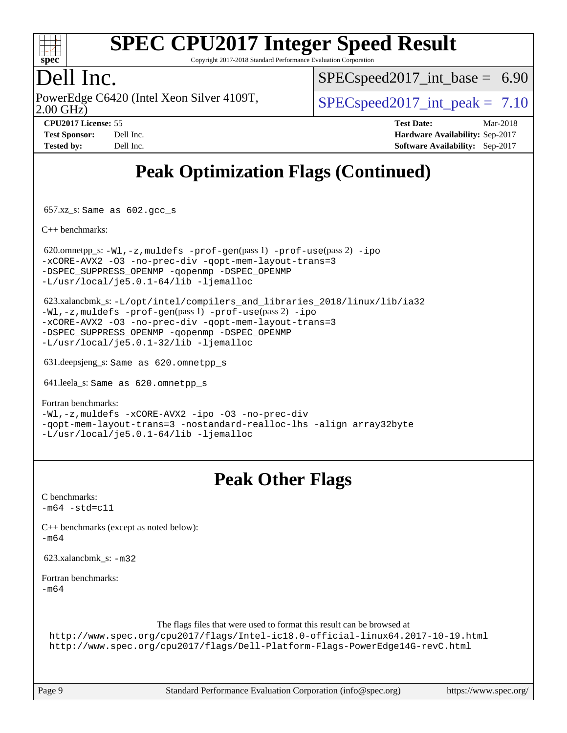# SPEC CPU2017 Integer Speed Result

Copyright 2017-2018 Standard Performance Evaluation Corporation

## Dell Inc.

PowerEdge C6420 (Intel Xeon Silver 4109T, 2.00 GHz)

SPECspeed2017_int_base = 6.90

SPECspeed2017_int_peak = 7.10

**CPU2017 License:** 55
**Test Sponsor:** Dell Inc.
**Tested by:** Dell Inc.

**Test Date:** Mar-2018
**Hardware Availability:** Sep-2017
**Software Availability:** Sep-2017

## Peak Optimization Flags (Continued)

657.xz_s: `Same as 602.gcc_s`

C++ benchmarks:

620.omnetpp_s: `-Wl,-z,muldefs -prof-gen(pass 1) -prof-use(pass 2) -ipo -xCORE-AVX2 -O3 -no-prec-div -qopt-mem-layout-trans=3 -DSPEC_SUPPRESS_OPENMP -qopenmp -DSPEC_OPENMP -L/usr/local/je5.0.1-64/lib -ljemalloc`

623.xalancbmk_s: `-L/opt/intel/compilers_and_libraries_2018/linux/lib/ia32 -Wl,-z,muldefs -prof-gen(pass 1) -prof-use(pass 2) -ipo -xCORE-AVX2 -O3 -no-prec-div -qopt-mem-layout-trans=3 -DSPEC_SUPPRESS_OPENMP -qopenmp -DSPEC_OPENMP -L/usr/local/je5.0.1-32/lib -ljemalloc`

631.deepsjeng_s: `Same as 620.omnetpp_s`

641.leela_s: `Same as 620.omnetpp_s`

Fortran benchmarks:
`-Wl,-z,muldefs -xCORE-AVX2 -ipo -O3 -no-prec-div -qopt-mem-layout-trans=3 -nostandard-realloc-lhs -align array32byte -L/usr/local/je5.0.1-64/lib -ljemalloc`

## Peak Other Flags

C benchmarks:
`-m64 -std=c11`

C++ benchmarks (except as noted below):
`-m64`

623.xalancbmk_s: `-m32`

Fortran benchmarks:
`-m64`

The flags files that were used to format this result can be browsed at
http://www.spec.org/cpu2017/flags/Intel-ic18.0-official-linux64.2017-10-19.html
http://www.spec.org/cpu2017/flags/Dell-Platform-Flags-PowerEdge14G-revC.html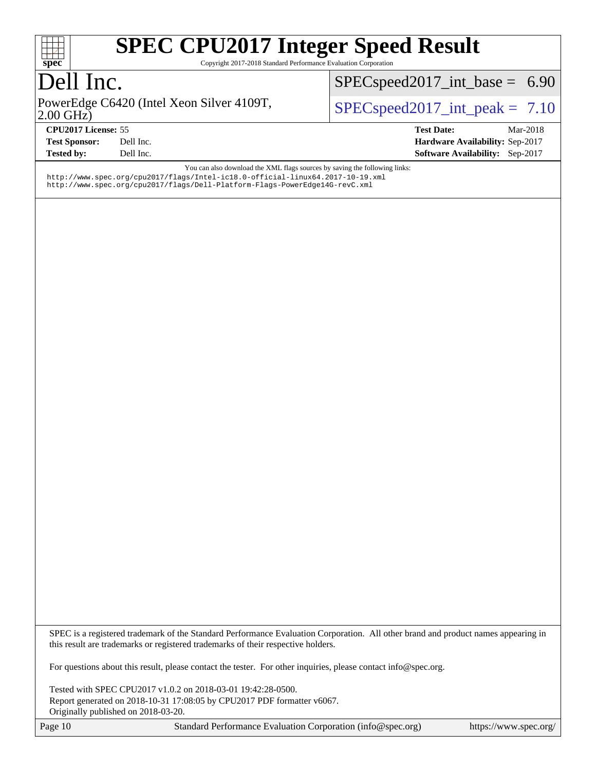You can also download the XML flags sources by saving the following links:
http://www.spec.org/cpu2017/flags/Intel-ic18.0-official-linux64.2017-10-19.xml
http://www.spec.org/cpu2017/flags/Dell-Platform-Flags-PowerEdge14G-revC.xml

SPEC is a registered trademark of the Standard Performance Evaluation Corporation. All other brand and product names appearing in this result are trademarks or registered trademarks of their respective holders.

For questions about this result, please contact the tester. For other inquiries, please contact info@spec.org.

Tested with SPEC CPU2017 v1.0.2 on 2018-03-01 19:42:28-0500.
Report generated on 2018-10-31 17:08:05 by CPU2017 PDF formatter v6067.
Originally published on 2018-03-20.